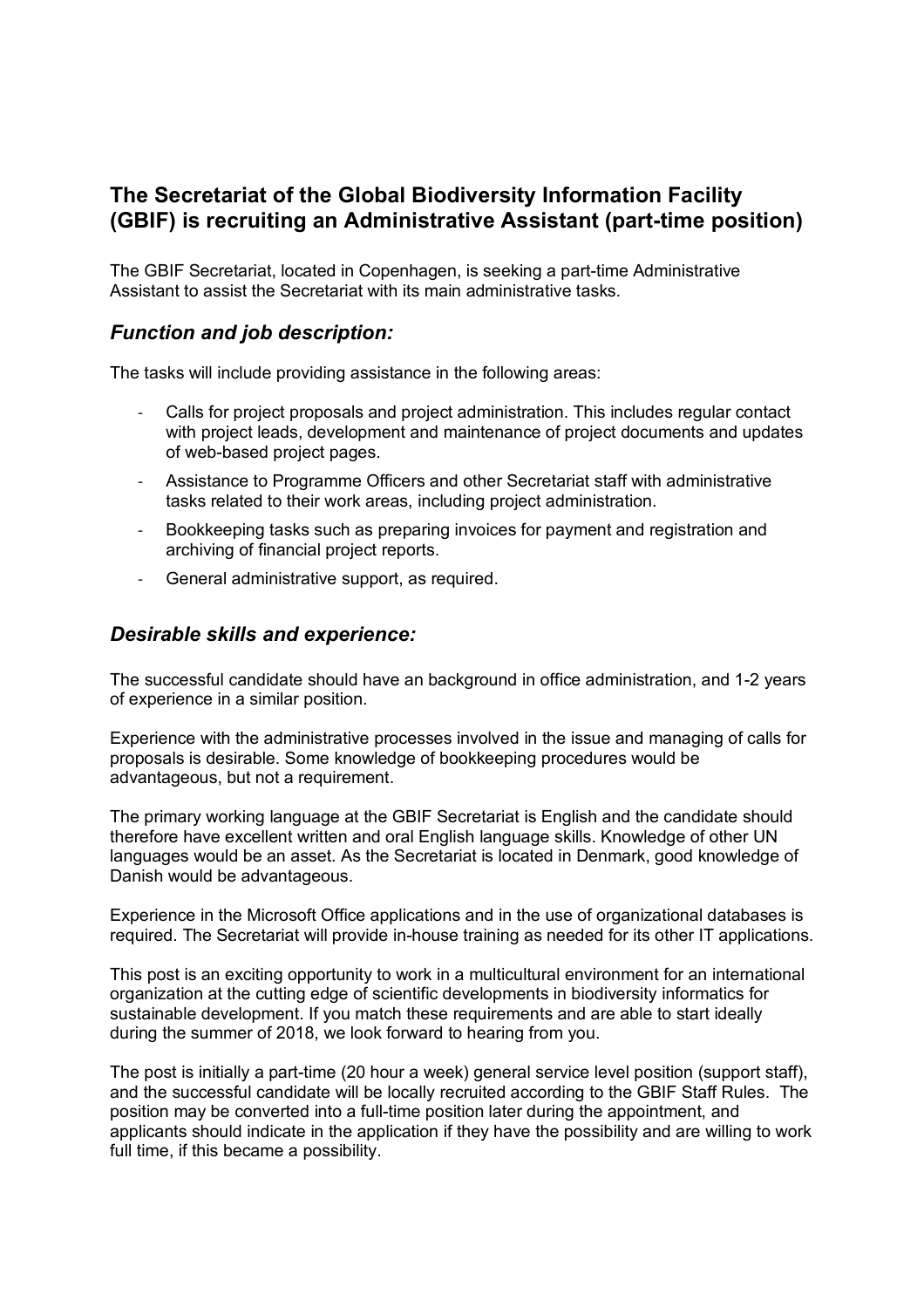## The Secretariat of the Global Biodiversity Information Facility (GBIF) is recruiting an Administrative Assistant (part-time position)

The GBIF Secretariat, located in Copenhagen, is seeking a part-time Administrative Assistant to assist the Secretariat with its main administrative tasks.

### *Function and job description:*

The tasks will include providing assistance in the following areas:

- Calls for project proposals and project administration. This includes regular contact with project leads, development and maintenance of project documents and updates of web-based project pages.
- Assistance to Programme Officers and other Secretariat staff with administrative tasks related to their work areas, including project administration.
- Bookkeeping tasks such as preparing invoices for payment and registration and archiving of financial project reports.
- General administrative support, as required.

### *Desirable skills and experience:*

The successful candidate should have an background in office administration, and 1-2 years of experience in a similar position.

Experience with the administrative processes involved in the issue and managing of calls for proposals is desirable. Some knowledge of bookkeeping procedures would be advantageous, but not a requirement.

The primary working language at the GBIF Secretariat is English and the candidate should therefore have excellent written and oral English language skills. Knowledge of other UN languages would be an asset. As the Secretariat is located in Denmark, good knowledge of Danish would be advantageous.

Experience in the Microsoft Office applications and in the use of organizational databases is required. The Secretariat will provide in-house training as needed for its other IT applications.

This post is an exciting opportunity to work in a multicultural environment for an international organization at the cutting edge of scientific developments in biodiversity informatics for sustainable development. If you match these requirements and are able to start ideally during the summer of 2018, we look forward to hearing from you.

The post is initially a part-time (20 hour a week) general service level position (support staff), and the successful candidate will be locally recruited according to the GBIF Staff Rules. The position may be converted into a full-time position later during the appointment, and applicants should indicate in the application if they have the possibility and are willing to work full time, if this became a possibility.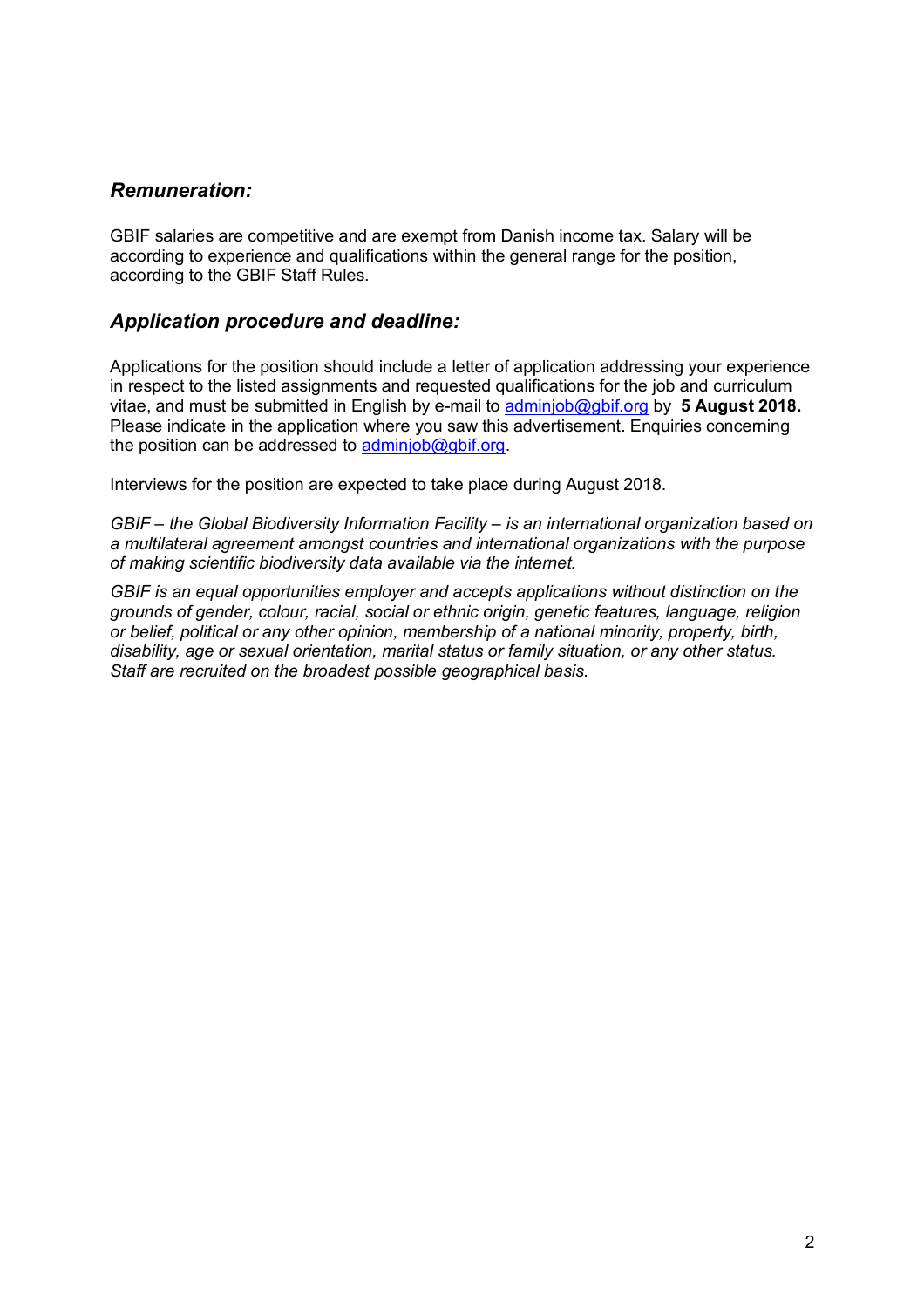### *Remuneration:*

GBIF salaries are competitive and are exempt from Danish income tax. Salary will be according to experience and qualifications within the general range for the position, according to the GBIF Staff Rules.

### *Application procedure and deadline:*

Applications for the position should include a letter of application addressing your experience in respect to the listed assignments and requested qualifications for the job and curriculum vitae, and must be submitted in English by e-mail to adminjob@gbif.org by **5 August 2018.** Please indicate in the application where you saw this advertisement. Enquiries concerning the position can be addressed to adminjob@gbif.org.

Interviews for the position are expected to take place during August 2018.

*GBIF – the Global Biodiversity Information Facility – is an international organization based on a multilateral agreement amongst countries and international organizations with the purpose of making scientific biodiversity data available via the internet.*

*GBIF is an equal opportunities employer and accepts applications without distinction on the grounds of gender, colour, racial, social or ethnic origin, genetic features, language, religion or belief, political or any other opinion, membership of a national minority, property, birth, disability, age or sexual orientation, marital status or family situation, or any other status. Staff are recruited on the broadest possible geographical basis.*